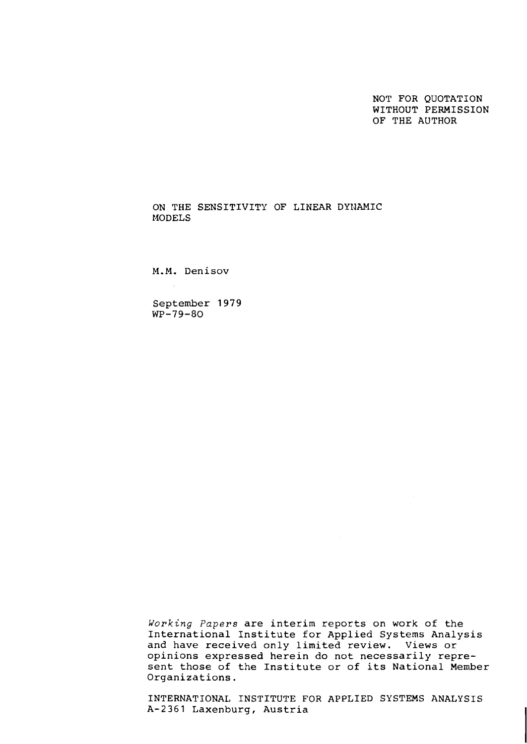NOT FOR QUOTATION
WITHOUT PERMISSION
OF THE AUTHOR

# ON THE SENSITIVITY OF LINEAR DYNAMIC MODELS

M.M. Denisov

September 1979
WP-79-80

*Working Papers* are interim reports on work of the International Institute for Applied Systems Analysis and have received only limited review. Views or opinions expressed herein do not necessarily represent those of the Institute or of its National Member Organizations.

INTERNATIONAL INSTITUTE FOR APPLIED SYSTEMS ANALYSIS
A-2361 Laxenburg, Austria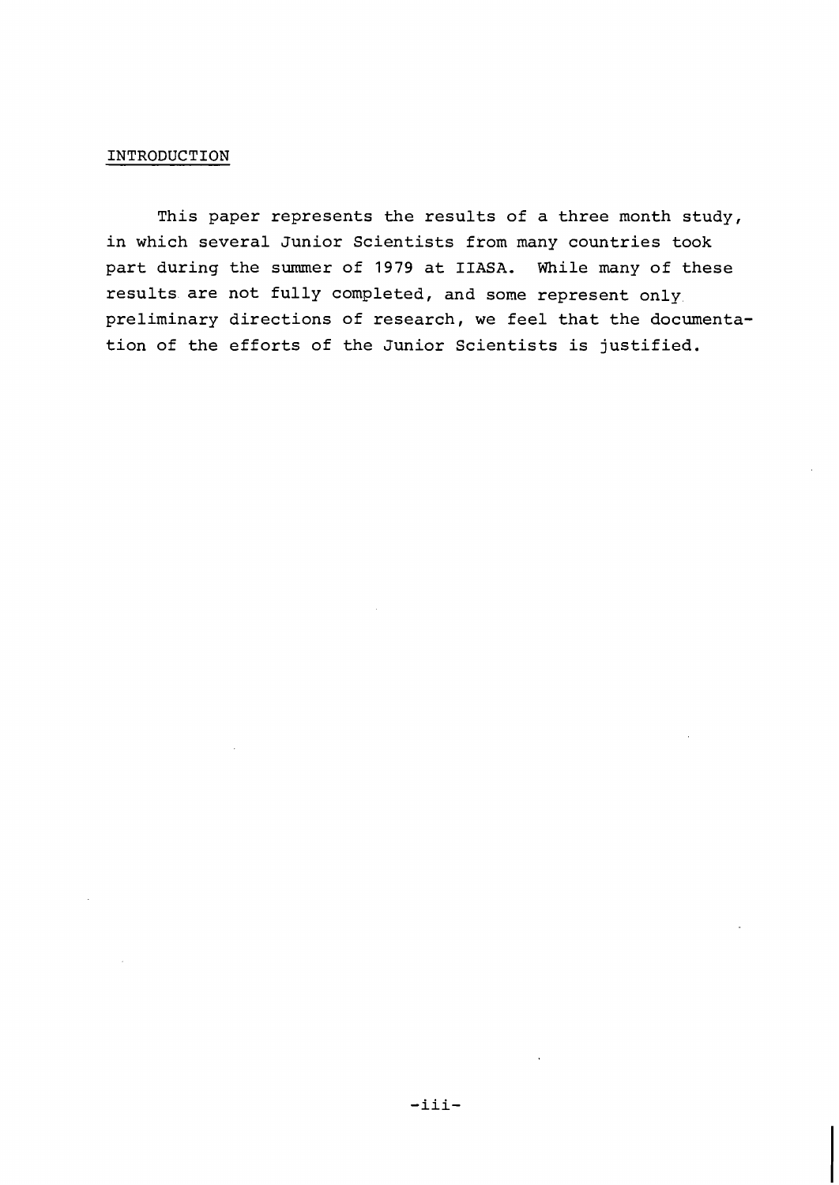## INTRODUCTION

This paper represents the results of a three month study, in which several Junior Scientists from many countries took part during the summer of 1979 at IIASA. While many of these results are not fully completed, and some represent only preliminary directions of research, we feel that the documentation of the efforts of the Junior Scientists is justified.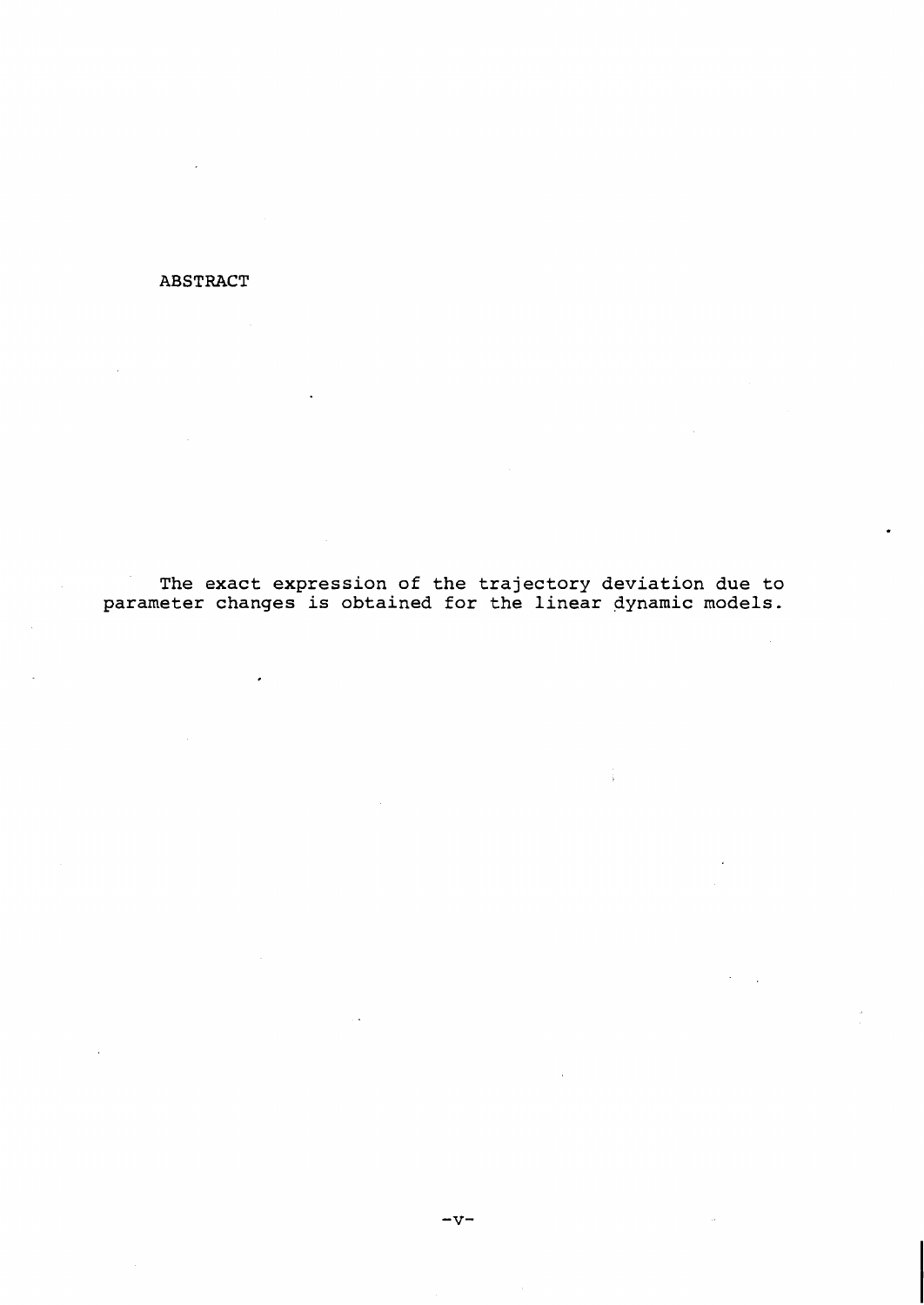## ABSTRACT

The exact expression of the trajectory deviation due to parameter changes is obtained for the linear dynamic models.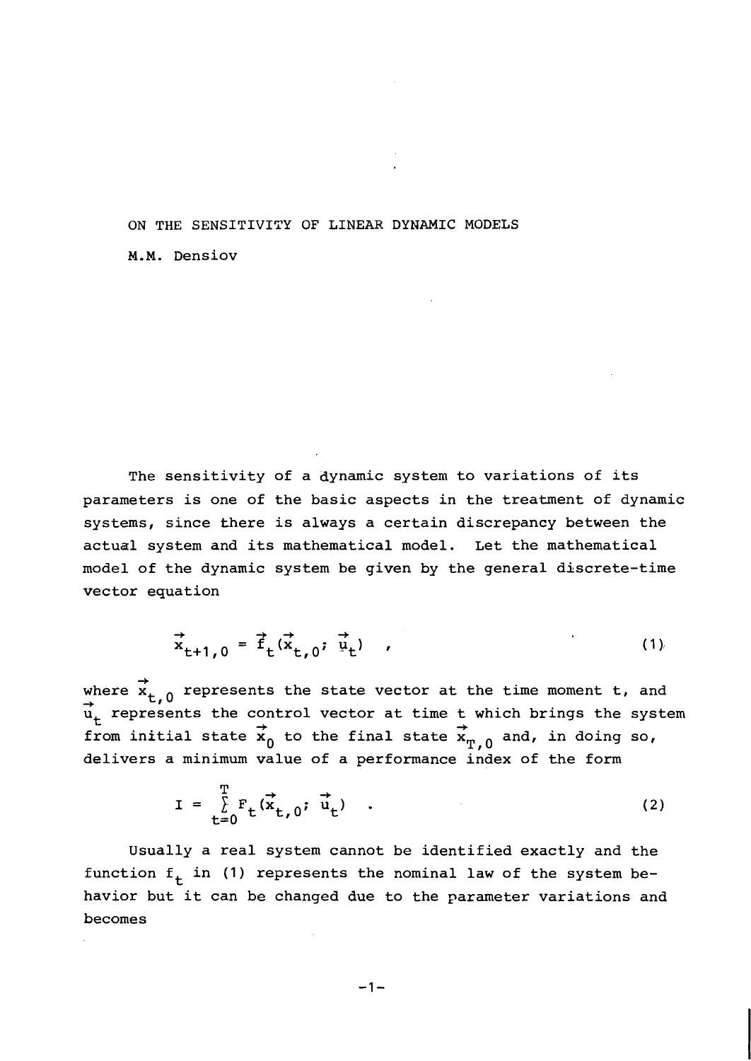# ON THE SENSITIVITY OF LINEAR DYNAMIC MODELS

M.M. Densiov

The sensitivity of a dynamic system to variations of its parameters is one of the basic aspects in the treatment of dynamic systems, since there is always a certain discrepancy between the actual system and its mathematical model. Let the mathematical model of the dynamic system be given by the general discrete-time vector equation

$$\vec{x}_{t+1,0} = \vec{f}_t(\vec{x}_{t,0};\ \vec{u}_t) \quad , \tag{1}$$

where $\vec{x}_{t,0}$ represents the state vector at the time moment t, and $\vec{u}_t$ represents the control vector at time t which brings the system from initial state $\vec{x}_0$ to the final state $\vec{x}_{T,0}$ and, in doing so, delivers a minimum value of a performance index of the form

$$I = \sum_{t=0}^{T} F_t(\vec{x}_{t,0};\ \vec{u}_t) \quad . \tag{2}$$

Usually a real system cannot be identified exactly and the function $f_t$ in (1) represents the nominal law of the system behavior but it can be changed due to the parameter variations and becomes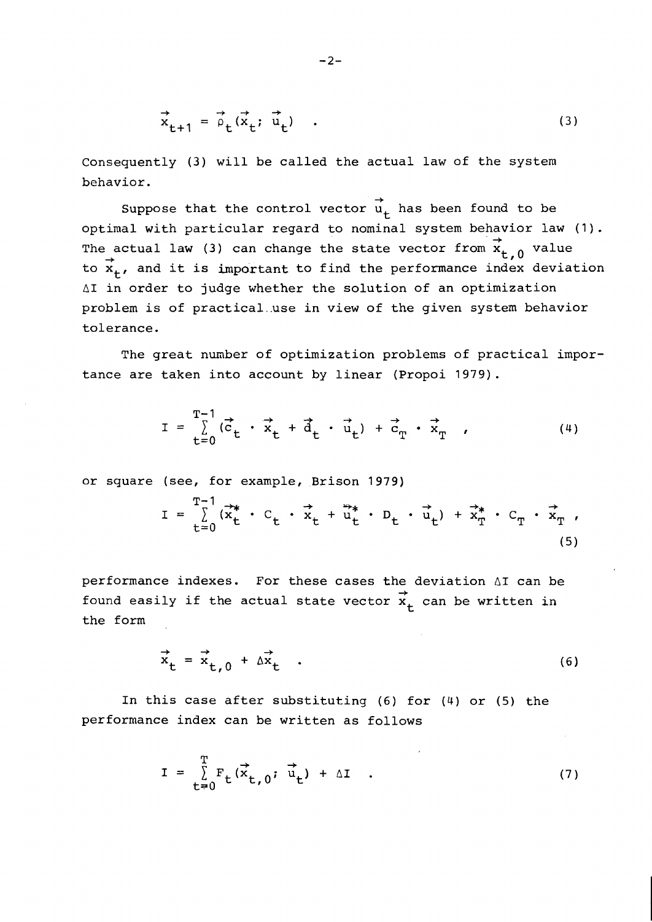$$\vec{x}_{t+1} = \vec{\rho}_t(\vec{x}_t; \vec{u}_t) \quad . \tag{3}$$

Consequently (3) will be called the actual law of the system behavior.

Suppose that the control vector $\vec{u}_t$ has been found to be optimal with particular regard to nominal system behavior law (1). The actual law (3) can change the state vector from $\vec{x}_{t,0}$ value to $\vec{x}_t$, and it is important to find the performance index deviation $\Delta I$ in order to judge whether the solution of an optimization problem is of practical use in view of the given system behavior tolerance.

The great number of optimization problems of practical importance are taken into account by linear (Propoi 1979).

$$I = \sum_{t=0}^{T-1} (\vec{c}_t \cdot \vec{x}_t + \vec{d}_t \cdot \vec{u}_t) + \vec{c}_T \cdot \vec{x}_T \quad , \tag{4}$$

or square (see, for example, Brison 1979)

$$I = \sum_{t=0}^{T-1} (\vec{x}_t^* \cdot C_t \cdot \vec{x}_t + \vec{u}_t^* \cdot D_t \cdot \vec{u}_t) + \vec{x}_T^* \cdot C_T \cdot \vec{x}_T \ , \tag{5}$$

performance indexes. For these cases the deviation $\Delta I$ can be found easily if the actual state vector $\vec{x}_t$ can be written in the form

$$\vec{x}_t = \vec{x}_{t,0} + \Delta\vec{x}_t \quad . \tag{6}$$

In this case after substituting (6) for (4) or (5) the performance index can be written as follows

$$I = \sum_{t=0}^{T} F_t(\vec{x}_{t,0}; \vec{u}_t) + \Delta I \quad . \tag{7}$$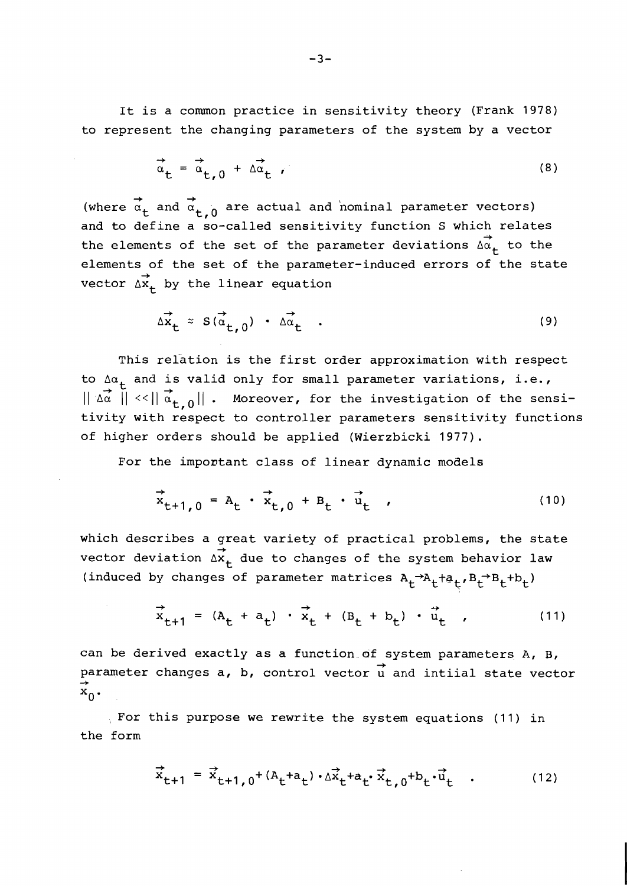It is a common practice in sensitivity theory (Frank 1978) to represent the changing parameters of the system by a vector

$$\vec{\alpha}_t = \vec{\alpha}_{t,0} + \Delta\vec{\alpha}_t \ , \tag{8}$$

(where $\vec{\alpha}_t$ and $\vec{\alpha}_{t,0}$ are actual and nominal parameter vectors) and to define a so-called sensitivity function S which relates the elements of the set of the parameter deviations $\Delta\vec{\alpha}_t$ to the elements of the set of the parameter-induced errors of the state vector $\Delta\vec{x}_t$ by the linear equation

$$\Delta\vec{x}_t \approx S(\vec{\alpha}_{t,0}) \cdot \Delta\vec{\alpha}_t \quad . \tag{9}$$

This relation is the first order approximation with respect to $\Delta\alpha_t$ and is valid only for small parameter variations, i.e., $\| \Delta\vec{\alpha} \| << \| \vec{\alpha}_{t,0} \|$ . Moreover, for the investigation of the sensitivity with respect to controller parameters sensitivity functions of higher orders should be applied (Wierzbicki 1977).

For the important class of linear dynamic models

$$\vec{x}_{t+1,0} = A_t \cdot \vec{x}_{t,0} + B_t \cdot \vec{u}_t \quad , \tag{10}$$

which describes a great variety of practical problems, the state vector deviation $\Delta\vec{x}_t$ due to changes of the system behavior law (induced by changes of parameter matrices $A_t \rightarrow A_t + a_t, B_t \rightarrow B_t + b_t$)

$$\vec{x}_{t+1} = (A_t + a_t) \cdot \vec{x}_t + (B_t + b_t) \cdot \vec{u}_t \quad , \tag{11}$$

can be derived exactly as a function of system parameters A, B, parameter changes a, b, control vector $\vec{u}$ and intiial state vector $\vec{x}_0$.

For this purpose we rewrite the system equations (11) in the form

$$\vec{x}_{t+1} = \vec{x}_{t+1,0} + (A_t + a_t) \cdot \Delta\vec{x}_t + a_t \cdot \vec{x}_{t,0} + b_t \cdot \vec{u}_t \quad . \tag{12}$$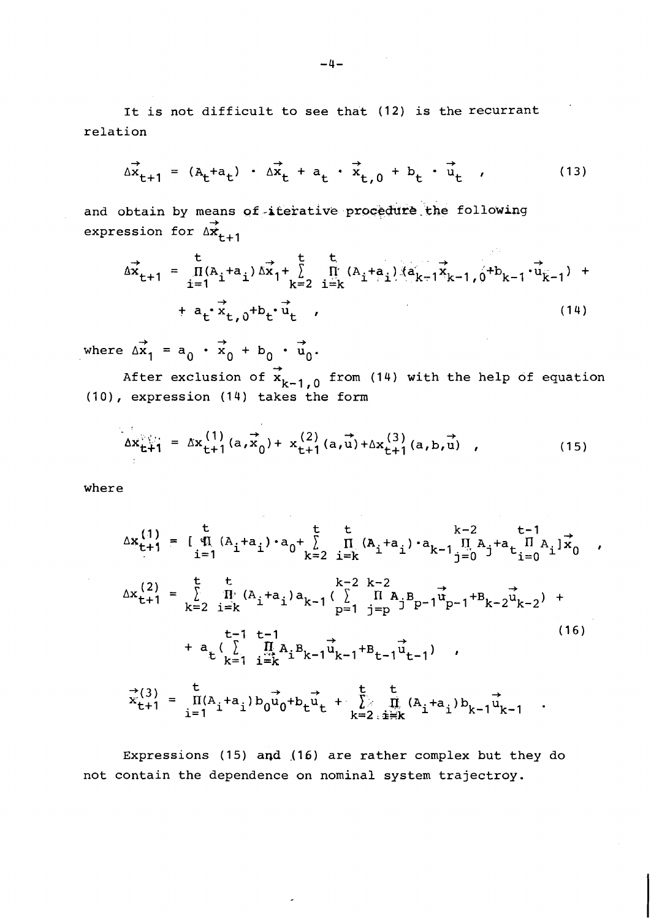It is not difficult to see that (12) is the recurrant relation

$$\Delta\vec{x}_{t+1} = (A_t+a_t) \cdot \Delta\vec{x}_t + a_t \cdot \vec{x}_{t,0} + b_t \cdot \vec{u}_t \quad , \tag{13}$$

and obtain by means of iterative procedure the following expression for $\Delta\vec{x}_{t+1}$

$$\Delta\vec{x}_{t+1} = \prod_{i=1}^{t}(A_i+a_i)\Delta\vec{x}_1 + \sum_{k=2}^{t}\prod_{i=k}^{t}(A_i+a_i)(a_{k-1}\vec{x}_{k-1,0}+b_{k-1}\cdot\vec{u}_{k-1}) +$$
$$+ a_t \cdot \vec{x}_{t,0} + b_t \cdot \vec{u}_t \quad , \tag{14}$$

where $\Delta\vec{x}_1 = a_0 \cdot \vec{x}_0 + b_0 \cdot \vec{u}_0$.

After exclusion of $\vec{x}_{k-1,0}$ from (14) with the help of equation (10), expression (14) takes the form

$$\Delta x_{t+1} = \Delta x_{t+1}^{(1)}(a,\vec{x}_0) + x_{t+1}^{(2)}(a,\vec{u}) + \Delta x_{t+1}^{(3)}(a,b,\vec{u}) \quad , \tag{15}$$

where

$$\Delta x_{t+1}^{(1)} = [\prod_{i=1}^{t}(A_i+a_i)\cdot a_0 + \sum_{k=2}^{t}\prod_{i=k}^{t}(A_i+a_i)\cdot a_{k-1}\prod_{j=0}^{k-2}A_j + a_t\prod_{i=0}^{t-1}A_i]\vec{x}_0 \quad ,$$

$$\Delta x_{t+1}^{(2)} = \sum_{k=2}^{t}\prod_{i=k}^{t}(A_i+a_i)a_{k-1}(\sum_{p=1}^{k-2}\prod_{j=p}^{k-2}A_jB_{p-1}\vec{u}_{p-1} + B_{k-2}\vec{u}_{k-2}) +$$
$$+ a_t(\sum_{k=1}^{t-1}\prod_{i=k}^{t-1}A_iB_{k-1}\vec{u}_{k-1} + B_{t-1}\vec{u}_{t-1}) \quad , \tag{16}$$

$$\vec{x}_{t+1}^{(3)} = \prod_{i=1}^{t}(A_i+a_i)b_0\vec{u}_0 + b_t\vec{u}_t + \sum_{k=2}^{t}\prod_{i=k}^{t}(A_i+a_i)b_{k-1}\vec{u}_{k-1} \quad .$$

Expressions (15) and (16) are rather complex but they do not contain the dependence on nominal system trajectroy.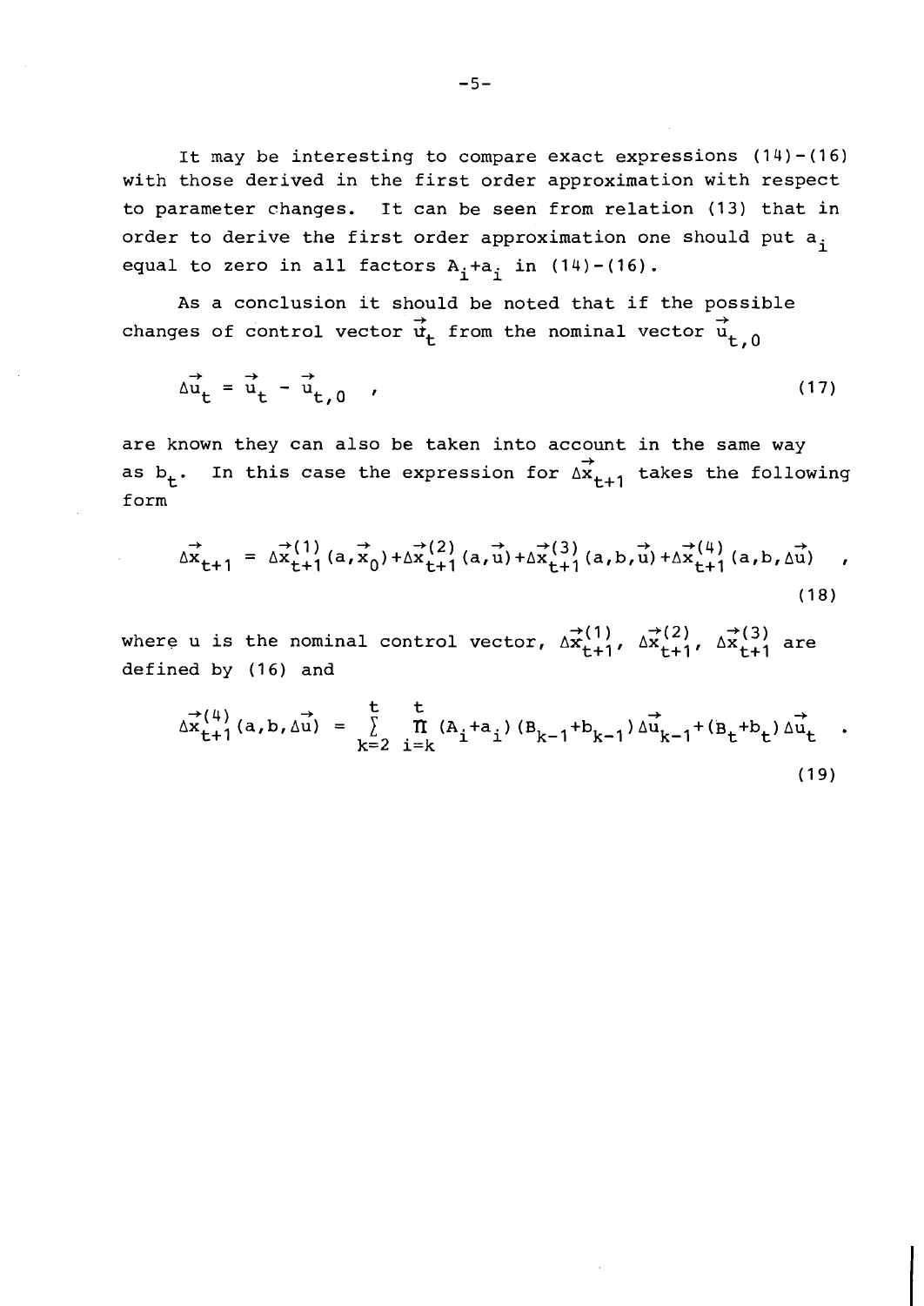It may be interesting to compare exact expressions (14)-(16) with those derived in the first order approximation with respect to parameter changes. It can be seen from relation (13) that in order to derive the first order approximation one should put $a_i$ equal to zero in all factors $A_i+a_i$ in (14)-(16).

As a conclusion it should be noted that if the possible changes of control vector $\vec{u}_t$ from the nominal vector $\vec{u}_{t,0}$

$$\Delta\vec{u}_t = \vec{u}_t - \vec{u}_{t,0} \quad , \tag{17}$$

are known they can also be taken into account in the same way as $b_t$. In this case the expression for $\Delta\vec{x}_{t+1}$ takes the following form

$$\Delta\vec{x}_{t+1} = \Delta\vec{x}^{(1)}_{t+1}(a,\vec{x}_0)+\Delta\vec{x}^{(2)}_{t+1}(a,\vec{u})+\Delta\vec{x}^{(3)}_{t+1}(a,b,\vec{u})+\Delta\vec{x}^{(4)}_{t+1}(a,b,\Delta\vec{u}) \quad , \tag{18}$$

where u is the nominal control vector, $\Delta\vec{x}^{(1)}_{t+1}$, $\Delta\vec{x}^{(2)}_{t+1}$, $\Delta\vec{x}^{(3)}_{t+1}$ are defined by (16) and

$$\Delta\vec{x}^{(4)}_{t+1}(a,b,\Delta\vec{u}) = \sum_{k=2}^{t} \prod_{i=k}^{t} (A_i+a_i)(B_{k-1}+b_{k-1})\Delta\vec{u}_{k-1}+(B_t+b_t)\Delta\vec{u}_t \quad . \tag{19}$$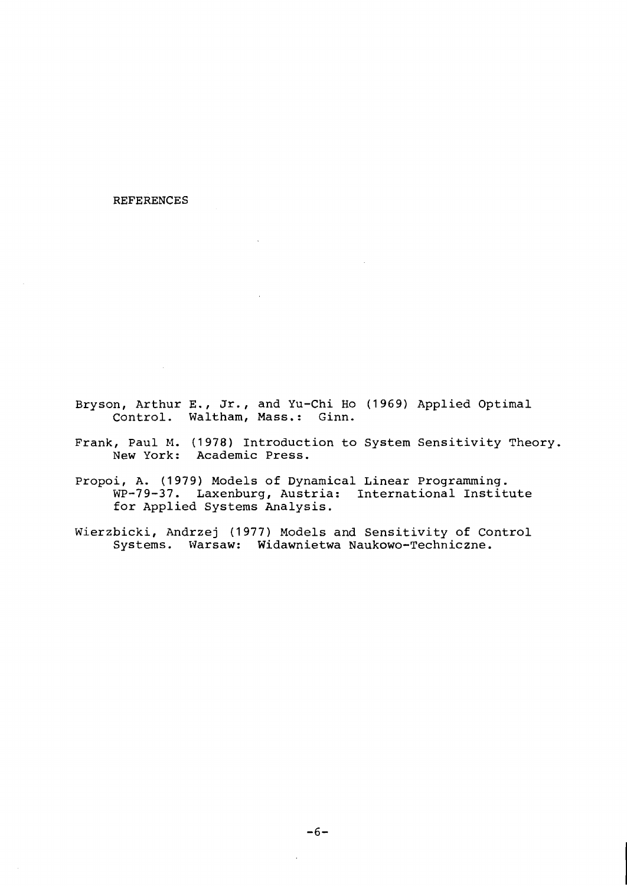# REFERENCES

Bryson, Arthur E., Jr., and Yu-Chi Ho (1969) Applied Optimal Control. Waltham, Mass.: Ginn.

Frank, Paul M. (1978) Introduction to System Sensitivity Theory. New York: Academic Press.

Propoi, A. (1979) Models of Dynamical Linear Programming. WP-79-37. Laxenburg, Austria: International Institute for Applied Systems Analysis.

Wierzbicki, Andrzej (1977) Models and Sensitivity of Control Systems. Warsaw: Widawnietwa Naukowo-Techniczne.